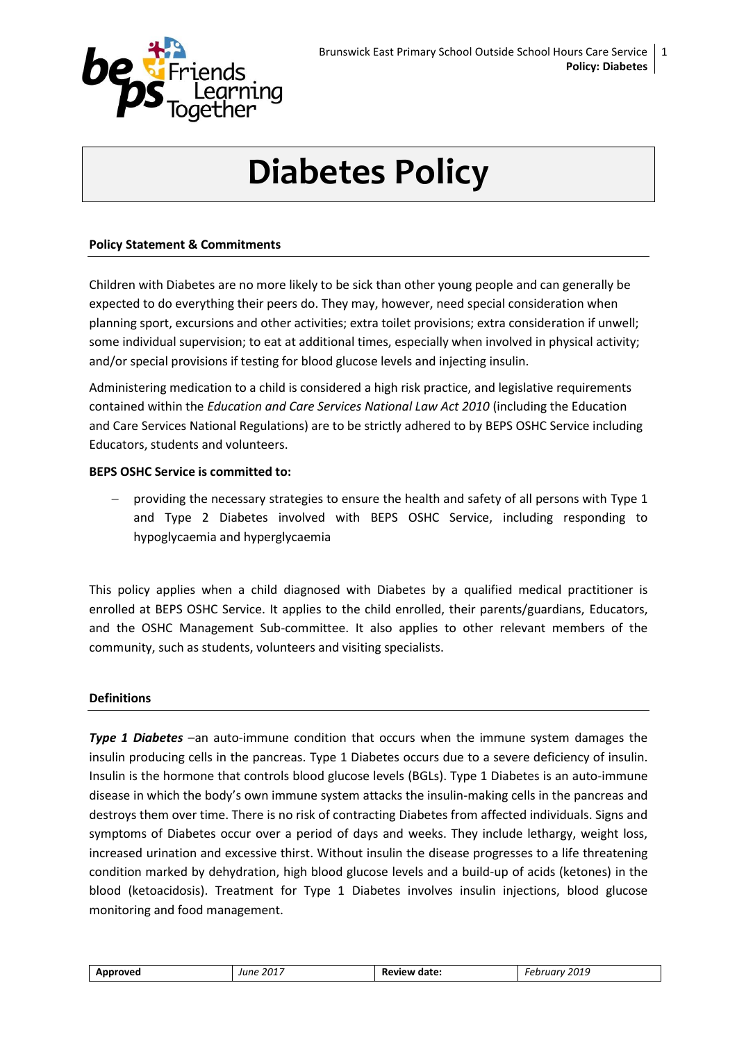# Diabetes Policy

## Policy Statement & Commitments

Children with Diabetes are no more likely to be sick than other young people and can generally be expected to do everything their peers do. They may, however, need special consideration when planning sport, excursions and other activities; extra toilet provisions; extra consideration if unwell; some individual supervision; to eat at additional times, especially when involved in physical activity; and/or special provisions if testing for blood glucose levels and injecting insulin.

Administering medication to a child is considered a high risk practice, and legislative requirements contained within the *Education and Care Services National Law Act 2010* (including the Education and Care Services National Regulations) are to be strictly adhered to by BEPS OSHC Service including Educators, students and volunteers.

**BEPS OSHC Service is committed to:**

- providing the necessary strategies to ensure the health and safety of all persons with Type 1 and Type 2 Diabetes involved with BEPS OSHC Service, including responding to hypoglycaemia and hyperglycaemia

This policy applies when a child diagnosed with Diabetes by a qualified medical practitioner is enrolled at BEPS OSHC Service. It applies to the child enrolled, their parents/guardians, Educators, and the OSHC Management Sub-committee. It also applies to other relevant members of the community, such as students, volunteers and visiting specialists.

## Definitions

***Type 1 Diabetes*** –an auto-immune condition that occurs when the immune system damages the insulin producing cells in the pancreas. Type 1 Diabetes occurs due to a severe deficiency of insulin. Insulin is the hormone that controls blood glucose levels (BGLs). Type 1 Diabetes is an auto-immune disease in which the body's own immune system attacks the insulin-making cells in the pancreas and destroys them over time. There is no risk of contracting Diabetes from affected individuals. Signs and symptoms of Diabetes occur over a period of days and weeks. They include lethargy, weight loss, increased urination and excessive thirst. Without insulin the disease progresses to a life threatening condition marked by dehydration, high blood glucose levels and a build-up of acids (ketones) in the blood (ketoacidosis). Treatment for Type 1 Diabetes involves insulin injections, blood glucose monitoring and food management.

| Approved | June 2017 | Review date: | February 2019 |
|---|---|---|---|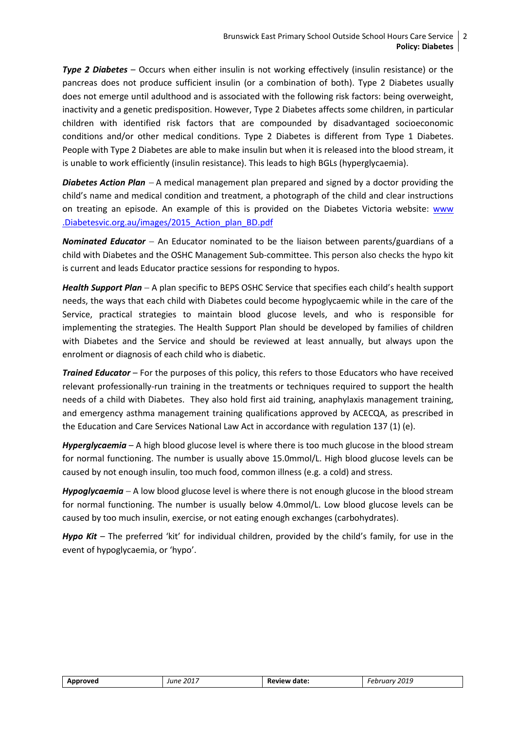***Type 2 Diabetes*** – Occurs when either insulin is not working effectively (insulin resistance) or the pancreas does not produce sufficient insulin (or a combination of both). Type 2 Diabetes usually does not emerge until adulthood and is associated with the following risk factors: being overweight, inactivity and a genetic predisposition. However, Type 2 Diabetes affects some children, in particular children with identified risk factors that are compounded by disadvantaged socioeconomic conditions and/or other medical conditions. Type 2 Diabetes is different from Type 1 Diabetes. People with Type 2 Diabetes are able to make insulin but when it is released into the blood stream, it is unable to work efficiently (insulin resistance). This leads to high BGLs (hyperglycaemia).

***Diabetes Action Plan*** – A medical management plan prepared and signed by a doctor providing the child's name and medical condition and treatment, a photograph of the child and clear instructions on treating an episode. An example of this is provided on the Diabetes Victoria website: www .Diabetesvic.org.au/images/2015_Action_plan_BD.pdf

***Nominated Educator*** – An Educator nominated to be the liaison between parents/guardians of a child with Diabetes and the OSHC Management Sub-committee. This person also checks the hypo kit is current and leads Educator practice sessions for responding to hypos.

***Health Support Plan*** – A plan specific to BEPS OSHC Service that specifies each child's health support needs, the ways that each child with Diabetes could become hypoglycaemic while in the care of the Service, practical strategies to maintain blood glucose levels, and who is responsible for implementing the strategies. The Health Support Plan should be developed by families of children with Diabetes and the Service and should be reviewed at least annually, but always upon the enrolment or diagnosis of each child who is diabetic.

***Trained Educator*** – For the purposes of this policy, this refers to those Educators who have received relevant professionally-run training in the treatments or techniques required to support the health needs of a child with Diabetes. They also hold first aid training, anaphylaxis management training, and emergency asthma management training qualifications approved by ACECQA, as prescribed in the Education and Care Services National Law Act in accordance with regulation 137 (1) (e).

***Hyperglycaemia*** – A high blood glucose level is where there is too much glucose in the blood stream for normal functioning. The number is usually above 15.0mmol/L. High blood glucose levels can be caused by not enough insulin, too much food, common illness (e.g. a cold) and stress.

***Hypoglycaemia*** – A low blood glucose level is where there is not enough glucose in the blood stream for normal functioning. The number is usually below 4.0mmol/L. Low blood glucose levels can be caused by too much insulin, exercise, or not eating enough exchanges (carbohydrates).

***Hypo Kit*** – The preferred 'kit' for individual children, provided by the child's family, for use in the event of hypoglycaemia, or 'hypo'.

| **Approved** | *June 2017* | **Review date:** | *February 2019* |
|---|---|---|---|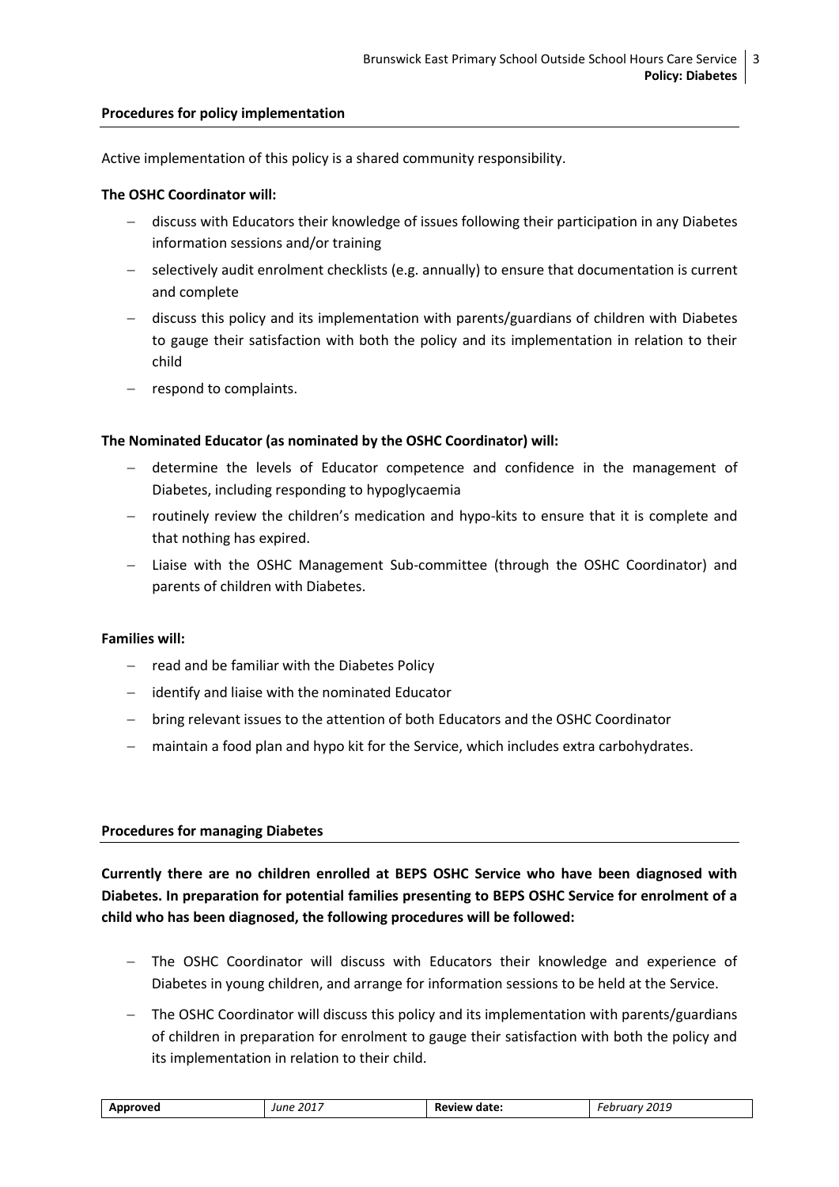## Procedures for policy implementation

Active implementation of this policy is a shared community responsibility.

**The OSHC Coordinator will:**

- discuss with Educators their knowledge of issues following their participation in any Diabetes information sessions and/or training
- selectively audit enrolment checklists (e.g. annually) to ensure that documentation is current and complete
- discuss this policy and its implementation with parents/guardians of children with Diabetes to gauge their satisfaction with both the policy and its implementation in relation to their child
- respond to complaints.

**The Nominated Educator (as nominated by the OSHC Coordinator) will:**

- determine the levels of Educator competence and confidence in the management of Diabetes, including responding to hypoglycaemia
- routinely review the children's medication and hypo-kits to ensure that it is complete and that nothing has expired.
- Liaise with the OSHC Management Sub-committee (through the OSHC Coordinator) and parents of children with Diabetes.

**Families will:**

- read and be familiar with the Diabetes Policy
- identify and liaise with the nominated Educator
- bring relevant issues to the attention of both Educators and the OSHC Coordinator
- maintain a food plan and hypo kit for the Service, which includes extra carbohydrates.

## Procedures for managing Diabetes

**Currently there are no children enrolled at BEPS OSHC Service who have been diagnosed with Diabetes. In preparation for potential families presenting to BEPS OSHC Service for enrolment of a child who has been diagnosed, the following procedures will be followed:**

- The OSHC Coordinator will discuss with Educators their knowledge and experience of Diabetes in young children, and arrange for information sessions to be held at the Service.
- The OSHC Coordinator will discuss this policy and its implementation with parents/guardians of children in preparation for enrolment to gauge their satisfaction with both the policy and its implementation in relation to their child.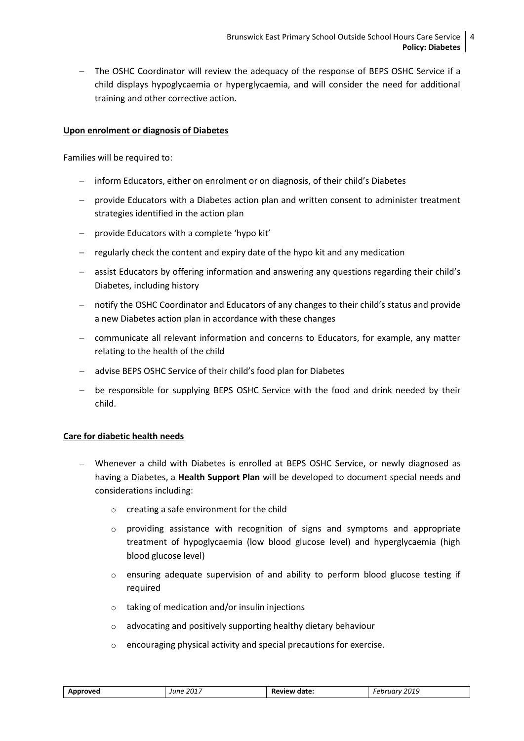- The OSHC Coordinator will review the adequacy of the response of BEPS OSHC Service if a child displays hypoglycaemia or hyperglycaemia, and will consider the need for additional training and other corrective action.

**Upon enrolment or diagnosis of Diabetes**

Families will be required to:

- inform Educators, either on enrolment or on diagnosis, of their child's Diabetes
- provide Educators with a Diabetes action plan and written consent to administer treatment strategies identified in the action plan
- provide Educators with a complete 'hypo kit'
- regularly check the content and expiry date of the hypo kit and any medication
- assist Educators by offering information and answering any questions regarding their child's Diabetes, including history
- notify the OSHC Coordinator and Educators of any changes to their child's status and provide a new Diabetes action plan in accordance with these changes
- communicate all relevant information and concerns to Educators, for example, any matter relating to the health of the child
- advise BEPS OSHC Service of their child's food plan for Diabetes
- be responsible for supplying BEPS OSHC Service with the food and drink needed by their child.

**Care for diabetic health needs**

- Whenever a child with Diabetes is enrolled at BEPS OSHC Service, or newly diagnosed as having a Diabetes, a **Health Support Plan** will be developed to document special needs and considerations including:
  - creating a safe environment for the child
  - providing assistance with recognition of signs and symptoms and appropriate treatment of hypoglycaemia (low blood glucose level) and hyperglycaemia (high blood glucose level)
  - ensuring adequate supervision of and ability to perform blood glucose testing if required
  - taking of medication and/or insulin injections
  - advocating and positively supporting healthy dietary behaviour
  - encouraging physical activity and special precautions for exercise.

| Approved | *June 2017* | Review date: | *February 2019* |
| --- | --- | --- | --- |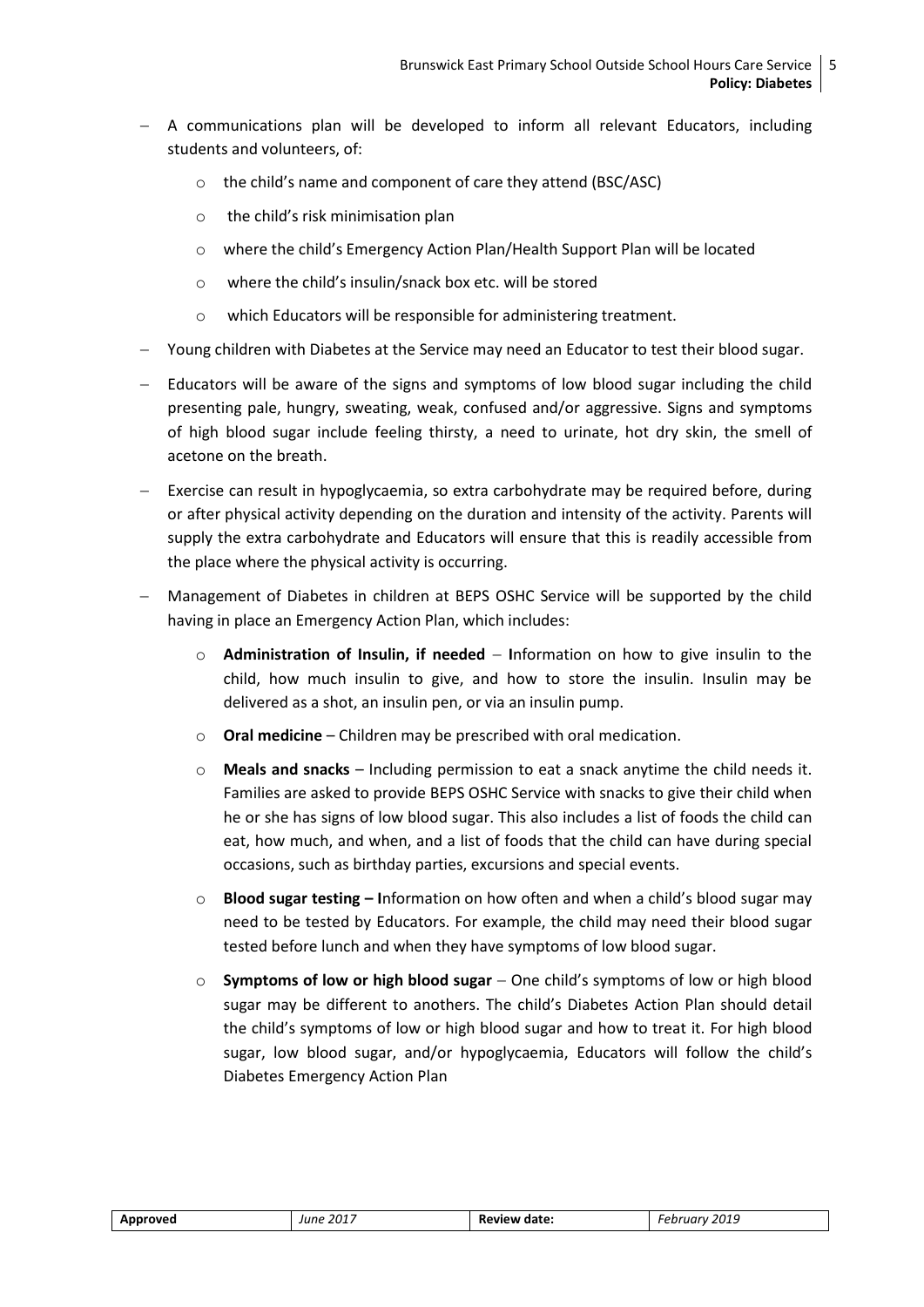- A communications plan will be developed to inform all relevant Educators, including students and volunteers, of:
  - the child's name and component of care they attend (BSC/ASC)
  - the child's risk minimisation plan
  - where the child's Emergency Action Plan/Health Support Plan will be located
  - where the child's insulin/snack box etc. will be stored
  - which Educators will be responsible for administering treatment.
- Young children with Diabetes at the Service may need an Educator to test their blood sugar.
- Educators will be aware of the signs and symptoms of low blood sugar including the child presenting pale, hungry, sweating, weak, confused and/or aggressive. Signs and symptoms of high blood sugar include feeling thirsty, a need to urinate, hot dry skin, the smell of acetone on the breath.
- Exercise can result in hypoglycaemia, so extra carbohydrate may be required before, during or after physical activity depending on the duration and intensity of the activity. Parents will supply the extra carbohydrate and Educators will ensure that this is readily accessible from the place where the physical activity is occurring.
- Management of Diabetes in children at BEPS OSHC Service will be supported by the child having in place an Emergency Action Plan, which includes:
  - **Administration of Insulin, if needed** – **I**nformation on how to give insulin to the child, how much insulin to give, and how to store the insulin. Insulin may be delivered as a shot, an insulin pen, or via an insulin pump.
  - **Oral medicine** – Children may be prescribed with oral medication.
  - **Meals and snacks** – Including permission to eat a snack anytime the child needs it. Families are asked to provide BEPS OSHC Service with snacks to give their child when he or she has signs of low blood sugar. This also includes a list of foods the child can eat, how much, and when, and a list of foods that the child can have during special occasions, such as birthday parties, excursions and special events.
  - **Blood sugar testing – I**nformation on how often and when a child's blood sugar may need to be tested by Educators. For example, the child may need their blood sugar tested before lunch and when they have symptoms of low blood sugar.
  - **Symptoms of low or high blood sugar** – One child's symptoms of low or high blood sugar may be different to anothers. The child's Diabetes Action Plan should detail the child's symptoms of low or high blood sugar and how to treat it. For high blood sugar, low blood sugar, and/or hypoglycaemia, Educators will follow the child's Diabetes Emergency Action Plan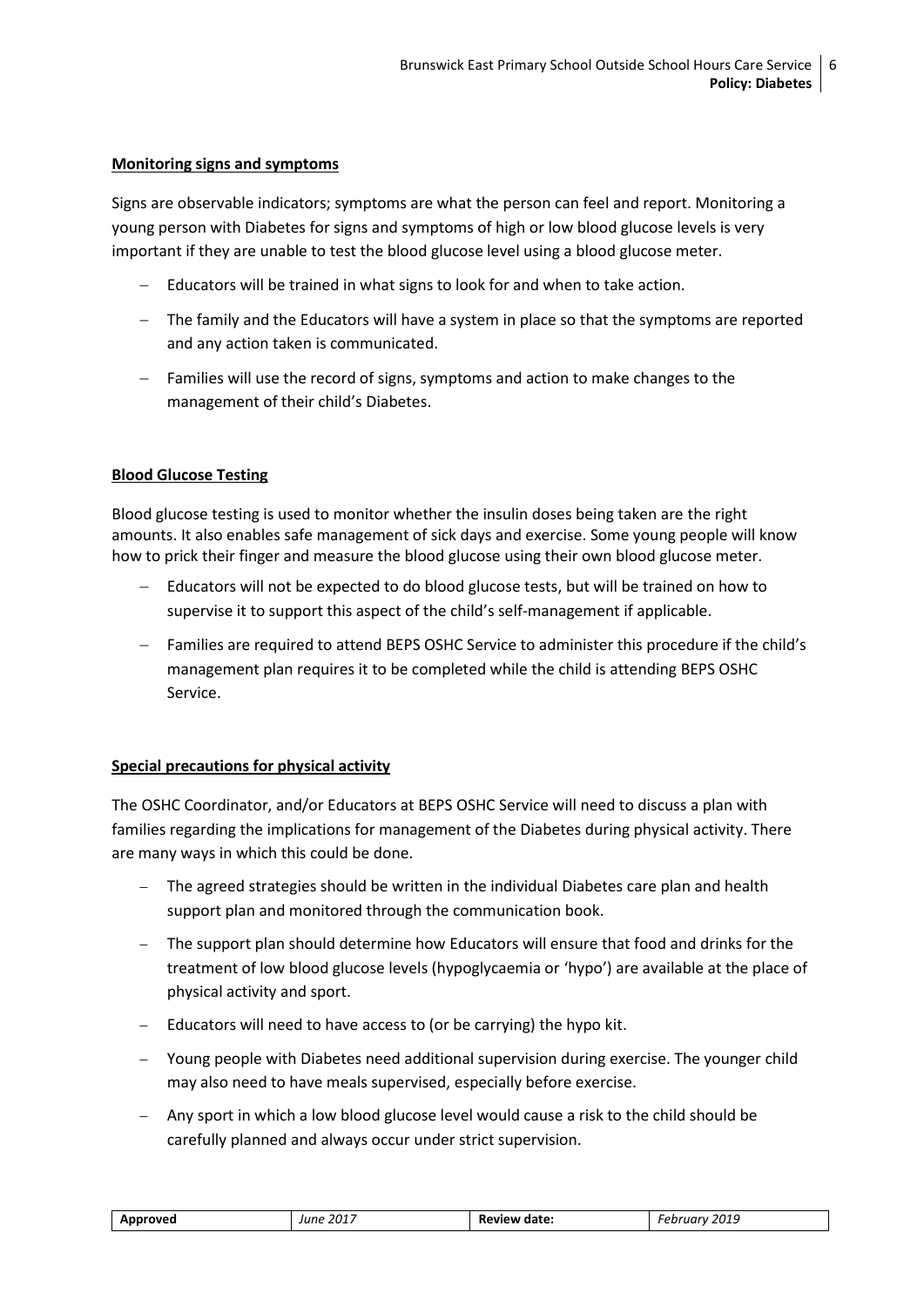**Monitoring signs and symptoms**

Signs are observable indicators; symptoms are what the person can feel and report. Monitoring a young person with Diabetes for signs and symptoms of high or low blood glucose levels is very important if they are unable to test the blood glucose level using a blood glucose meter.

- Educators will be trained in what signs to look for and when to take action.
- The family and the Educators will have a system in place so that the symptoms are reported and any action taken is communicated.
- Families will use the record of signs, symptoms and action to make changes to the management of their child's Diabetes.

**Blood Glucose Testing**

Blood glucose testing is used to monitor whether the insulin doses being taken are the right amounts. It also enables safe management of sick days and exercise. Some young people will know how to prick their finger and measure the blood glucose using their own blood glucose meter.

- Educators will not be expected to do blood glucose tests, but will be trained on how to supervise it to support this aspect of the child's self-management if applicable.
- Families are required to attend BEPS OSHC Service to administer this procedure if the child's management plan requires it to be completed while the child is attending BEPS OSHC Service.

**Special precautions for physical activity**

The OSHC Coordinator, and/or Educators at BEPS OSHC Service will need to discuss a plan with families regarding the implications for management of the Diabetes during physical activity. There are many ways in which this could be done.

- The agreed strategies should be written in the individual Diabetes care plan and health support plan and monitored through the communication book.
- The support plan should determine how Educators will ensure that food and drinks for the treatment of low blood glucose levels (hypoglycaemia or 'hypo') are available at the place of physical activity and sport.
- Educators will need to have access to (or be carrying) the hypo kit.
- Young people with Diabetes need additional supervision during exercise. The younger child may also need to have meals supervised, especially before exercise.
- Any sport in which a low blood glucose level would cause a risk to the child should be carefully planned and always occur under strict supervision.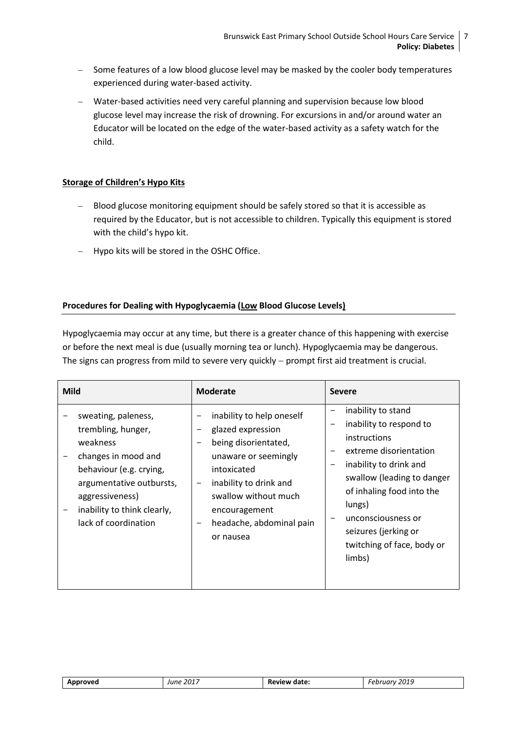- Some features of a low blood glucose level may be masked by the cooler body temperatures experienced during water-based activity.
- Water-based activities need very careful planning and supervision because low blood glucose level may increase the risk of drowning. For excursions in and/or around water an Educator will be located on the edge of the water-based activity as a safety watch for the child.

**Storage of Children's Hypo Kits**

- Blood glucose monitoring equipment should be safely stored so that it is accessible as required by the Educator, but is not accessible to children. Typically this equipment is stored with the child's hypo kit.
- Hypo kits will be stored in the OSHC Office.

**Procedures for Dealing with Hypoglycaemia (Low Blood Glucose Levels)**

Hypoglycaemia may occur at any time, but there is a greater chance of this happening with exercise or before the next meal is due (usually morning tea or lunch). Hypoglycaemia may be dangerous. The signs can progress from mild to severe very quickly – prompt first aid treatment is crucial.

| Mild | Moderate | Severe |
|---|---|---|
| – sweating, paleness, trembling, hunger, weakness<br>– changes in mood and behaviour (e.g. crying, argumentative outbursts, aggressiveness)<br>– inability to think clearly, lack of coordination | – inability to help oneself<br>– glazed expression<br>– being disorientated, unaware or seemingly intoxicated<br>– inability to drink and swallow without much encouragement<br>– headache, abdominal pain or nausea | – inability to stand<br>– inability to respond to instructions<br>– extreme disorientation<br>– inability to drink and swallow (leading to danger of inhaling food into the lungs)<br>– unconsciousness or seizures (jerking or twitching of face, body or limbs) |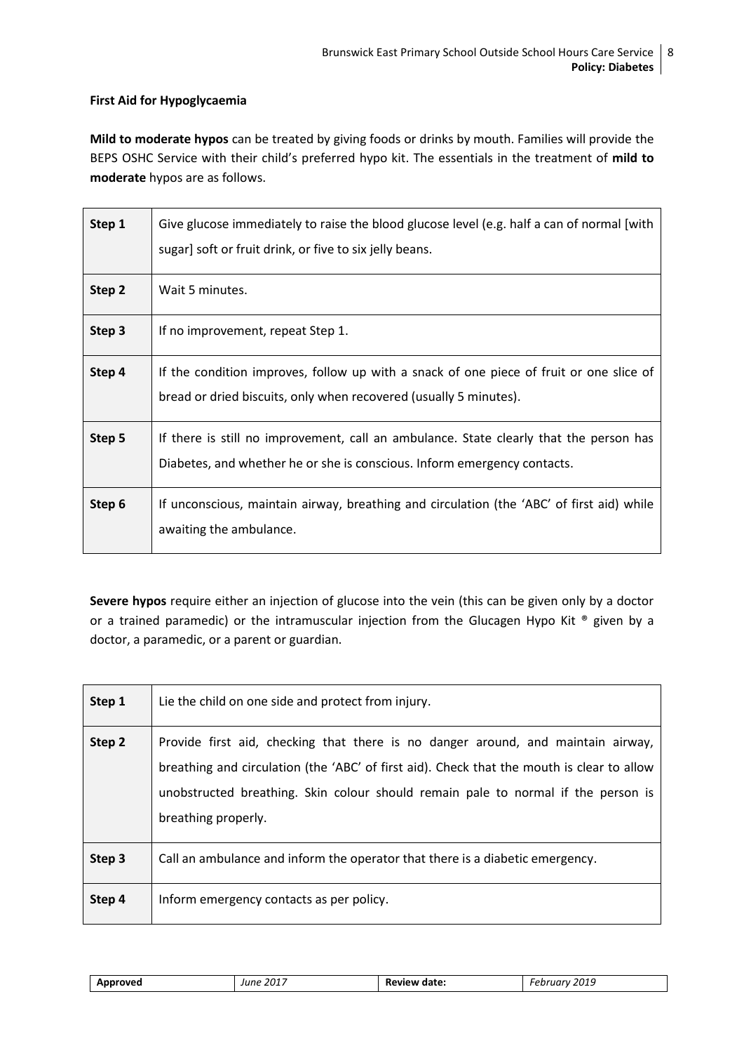**First Aid for Hypoglycaemia**

**Mild to moderate hypos** can be treated by giving foods or drinks by mouth. Families will provide the BEPS OSHC Service with their child's preferred hypo kit. The essentials in the treatment of **mild to moderate** hypos are as follows.

| | |
|---|---|
| **Step 1** | Give glucose immediately to raise the blood glucose level (e.g. half a can of normal [with sugar] soft or fruit drink, or five to six jelly beans. |
| **Step 2** | Wait 5 minutes. |
| **Step 3** | If no improvement, repeat Step 1. |
| **Step 4** | If the condition improves, follow up with a snack of one piece of fruit or one slice of bread or dried biscuits, only when recovered (usually 5 minutes). |
| **Step 5** | If there is still no improvement, call an ambulance. State clearly that the person has Diabetes, and whether he or she is conscious. Inform emergency contacts. |
| **Step 6** | If unconscious, maintain airway, breathing and circulation (the 'ABC' of first aid) while awaiting the ambulance. |

**Severe hypos** require either an injection of glucose into the vein (this can be given only by a doctor or a trained paramedic) or the intramuscular injection from the Glucagen Hypo Kit ® given by a doctor, a paramedic, or a parent or guardian.

| | |
|---|---|
| **Step 1** | Lie the child on one side and protect from injury. |
| **Step 2** | Provide first aid, checking that there is no danger around, and maintain airway, breathing and circulation (the 'ABC' of first aid). Check that the mouth is clear to allow unobstructed breathing. Skin colour should remain pale to normal if the person is breathing properly. |
| **Step 3** | Call an ambulance and inform the operator that there is a diabetic emergency. |
| **Step 4** | Inform emergency contacts as per policy. |

| **Approved** | *June 2017* | **Review date:** | *February 2019* |
|---|---|---|---|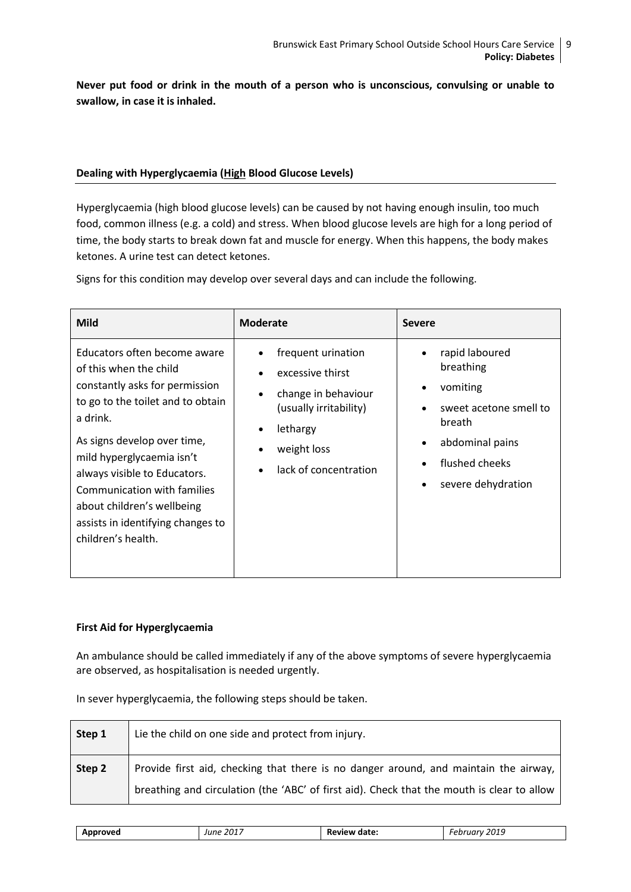**Never put food or drink in the mouth of a person who is unconscious, convulsing or unable to swallow, in case it is inhaled.**

### Dealing with Hyperglycaemia (<u>High</u> Blood Glucose Levels)

Hyperglycaemia (high blood glucose levels) can be caused by not having enough insulin, too much food, common illness (e.g. a cold) and stress. When blood glucose levels are high for a long period of time, the body starts to break down fat and muscle for energy. When this happens, the body makes ketones. A urine test can detect ketones.

Signs for this condition may develop over several days and can include the following.

| Mild | Moderate | Severe |
|---|---|---|
| Educators often become aware of this when the child constantly asks for permission to go to the toilet and to obtain a drink.<br><br>As signs develop over time, mild hyperglycaemia isn't always visible to Educators. Communication with families about children's wellbeing assists in identifying changes to children's health. | • frequent urination<br>• excessive thirst<br>• change in behaviour (usually irritability)<br>• lethargy<br>• weight loss<br>• lack of concentration | • rapid laboured breathing<br>• vomiting<br>• sweet acetone smell to breath<br>• abdominal pains<br>• flushed cheeks<br>• severe dehydration |

### First Aid for Hyperglycaemia

An ambulance should be called immediately if any of the above symptoms of severe hyperglycaemia are observed, as hospitalisation is needed urgently.

In sever hyperglycaemia, the following steps should be taken.

| | |
|---|---|
| **Step 1** | Lie the child on one side and protect from injury. |
| **Step 2** | Provide first aid, checking that there is no danger around, and maintain the airway, breathing and circulation (the 'ABC' of first aid). Check that the mouth is clear to allow |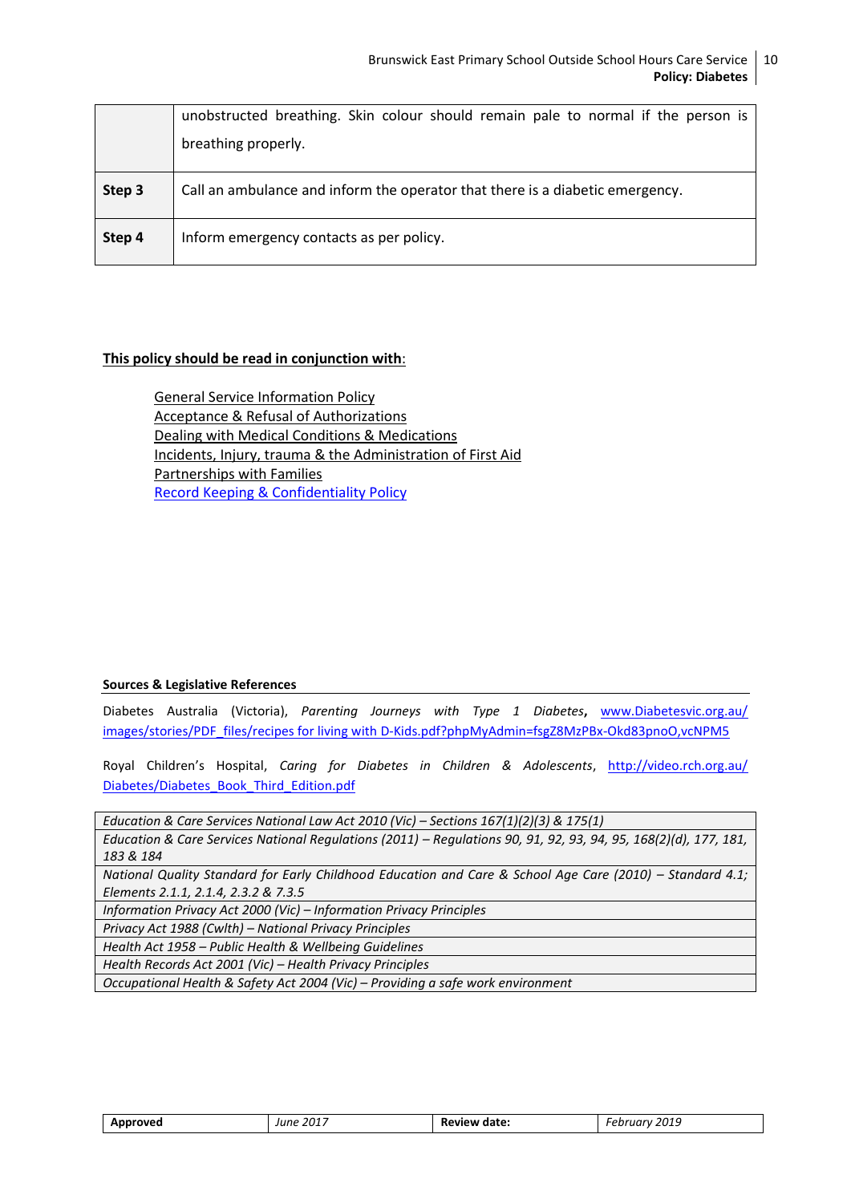| | |
|---|---|
| | unobstructed breathing. Skin colour should remain pale to normal if the person is breathing properly. |
| **Step 3** | Call an ambulance and inform the operator that there is a diabetic emergency. |
| **Step 4** | Inform emergency contacts as per policy. |

**This policy should be read in conjunction with**:

General Service Information Policy
Acceptance & Refusal of Authorizations
Dealing with Medical Conditions & Medications
Incidents, Injury, trauma & the Administration of First Aid
Partnerships with Families
Record Keeping & Confidentiality Policy

**Sources & Legislative References**

Diabetes Australia (Victoria), *Parenting Journeys with Type 1 Diabetes*, www.Diabetesvic.org.au/images/stories/PDF_files/recipes for living with D-Kids.pdf?phpMyAdmin=fsgZ8MzPBx-Okd83pnoO,vcNPM5

Royal Children's Hospital, *Caring for Diabetes in Children & Adolescents*, http://video.rch.org.au/Diabetes/Diabetes_Book_Third_Edition.pdf

| |
|---|
| *Education & Care Services National Law Act 2010 (Vic) – Sections 167(1)(2)(3) & 175(1)* |
| *Education & Care Services National Regulations (2011) – Regulations 90, 91, 92, 93, 94, 95, 168(2)(d), 177, 181, 183 & 184* |
| *National Quality Standard for Early Childhood Education and Care & School Age Care (2010) – Standard 4.1; Elements 2.1.1, 2.1.4, 2.3.2 & 7.3.5* |
| *Information Privacy Act 2000 (Vic) – Information Privacy Principles* |
| *Privacy Act 1988 (Cwlth) – National Privacy Principles* |
| *Health Act 1958 – Public Health & Wellbeing Guidelines* |
| *Health Records Act 2001 (Vic) – Health Privacy Principles* |
| *Occupational Health & Safety Act 2004 (Vic) – Providing a safe work environment* |

| **Approved** | *June 2017* | **Review date:** | *February 2019* |
|---|---|---|---|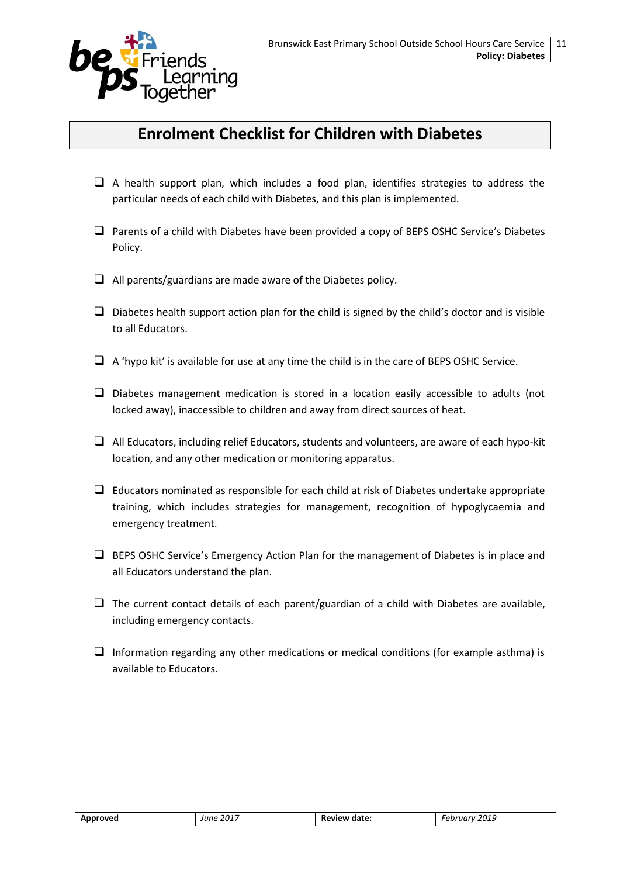# Enrolment Checklist for Children with Diabetes

- [ ] A health support plan, which includes a food plan, identifies strategies to address the particular needs of each child with Diabetes, and this plan is implemented.
- [ ] Parents of a child with Diabetes have been provided a copy of BEPS OSHC Service's Diabetes Policy.
- [ ] All parents/guardians are made aware of the Diabetes policy.
- [ ] Diabetes health support action plan for the child is signed by the child's doctor and is visible to all Educators.
- [ ] A 'hypo kit' is available for use at any time the child is in the care of BEPS OSHC Service.
- [ ] Diabetes management medication is stored in a location easily accessible to adults (not locked away), inaccessible to children and away from direct sources of heat.
- [ ] All Educators, including relief Educators, students and volunteers, are aware of each hypo-kit location, and any other medication or monitoring apparatus.
- [ ] Educators nominated as responsible for each child at risk of Diabetes undertake appropriate training, which includes strategies for management, recognition of hypoglycaemia and emergency treatment.
- [ ] BEPS OSHC Service's Emergency Action Plan for the management of Diabetes is in place and all Educators understand the plan.
- [ ] The current contact details of each parent/guardian of a child with Diabetes are available, including emergency contacts.
- [ ] Information regarding any other medications or medical conditions (for example asthma) is available to Educators.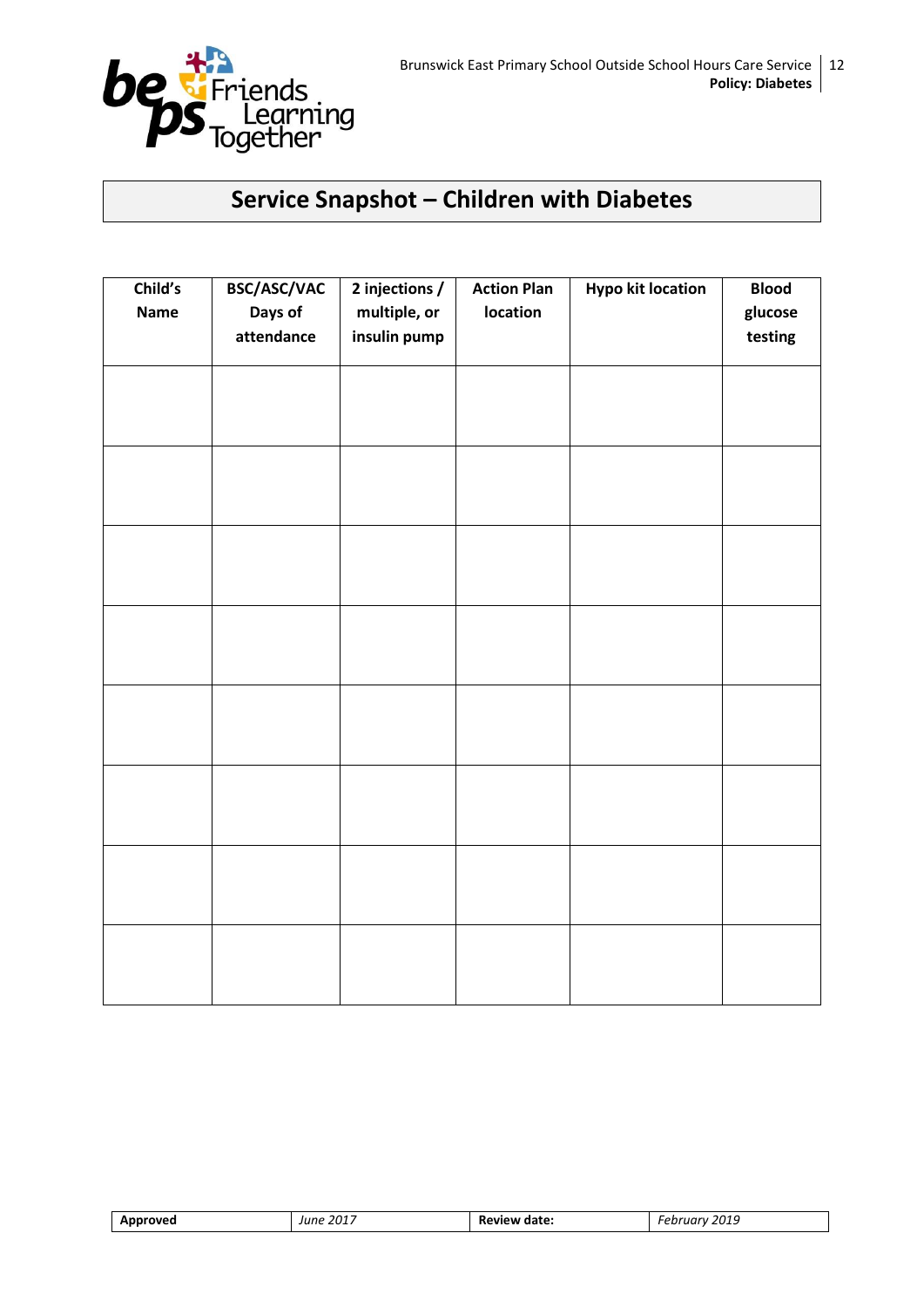## Service Snapshot – Children with Diabetes

| Child's Name | BSC/ASC/VAC Days of attendance | 2 injections / multiple, or insulin pump | Action Plan location | Hypo kit location | Blood glucose testing |
|---|---|---|---|---|---|
| | | | | | |
| | | | | | |
| | | | | | |
| | | | | | |
| | | | | | |
| | | | | | |
| | | | | | |
| | | | | | |

| Approved | *June 2017* | Review date: | *February 2019* |
|---|---|---|---|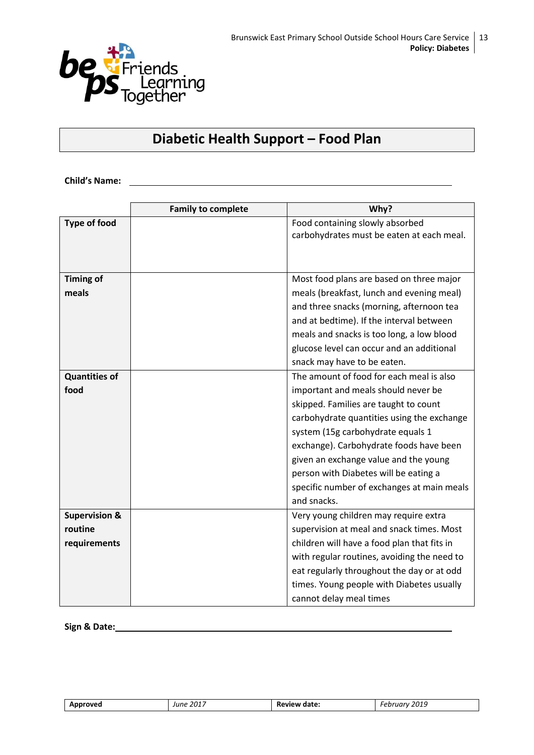# Diabetic Health Support – Food Plan

**Child's Name:** ______________________________________________

| | Family to complete | Why? |
|---|---|---|
| **Type of food** | | Food containing slowly absorbed carbohydrates must be eaten at each meal. |
| **Timing of meals** | | Most food plans are based on three major meals (breakfast, lunch and evening meal) and three snacks (morning, afternoon tea and at bedtime). If the interval between meals and snacks is too long, a low blood glucose level can occur and an additional snack may have to be eaten. |
| **Quantities of food** | | The amount of food for each meal is also important and meals should never be skipped. Families are taught to count carbohydrate quantities using the exchange system (15g carbohydrate equals 1 exchange). Carbohydrate foods have been given an exchange value and the young person with Diabetes will be eating a specific number of exchanges at main meals and snacks. |
| **Supervision & routine requirements** | | Very young children may require extra supervision at meal and snack times. Most children will have a food plan that fits in with regular routines, avoiding the need to eat regularly throughout the day or at odd times. Young people with Diabetes usually cannot delay meal times |

**Sign & Date:** ______________________________________________

| **Approved** | *June 2017* | **Review date:** | *February 2019* |
|---|---|---|---|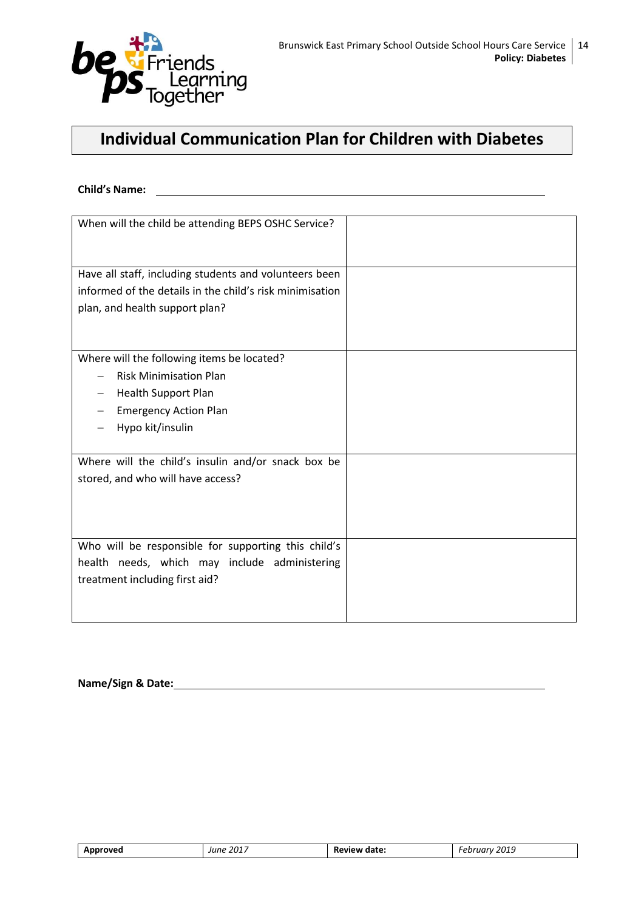# Individual Communication Plan for Children with Diabetes

**Child's Name:** ________________________________________________

| | |
|---|---|
| When will the child be attending BEPS OSHC Service? | |
| Have all staff, including students and volunteers been informed of the details in the child's risk minimisation plan, and health support plan? | |
| Where will the following items be located?<br>– Risk Minimisation Plan<br>– Health Support Plan<br>– Emergency Action Plan<br>– Hypo kit/insulin | |
| Where will the child's insulin and/or snack box be stored, and who will have access? | |
| Who will be responsible for supporting this child's health needs, which may include administering treatment including first aid? | |

**Name/Sign & Date:** ________________________________________________

| **Approved** | *June 2017* | **Review date:** | *February 2019* |
|---|---|---|---|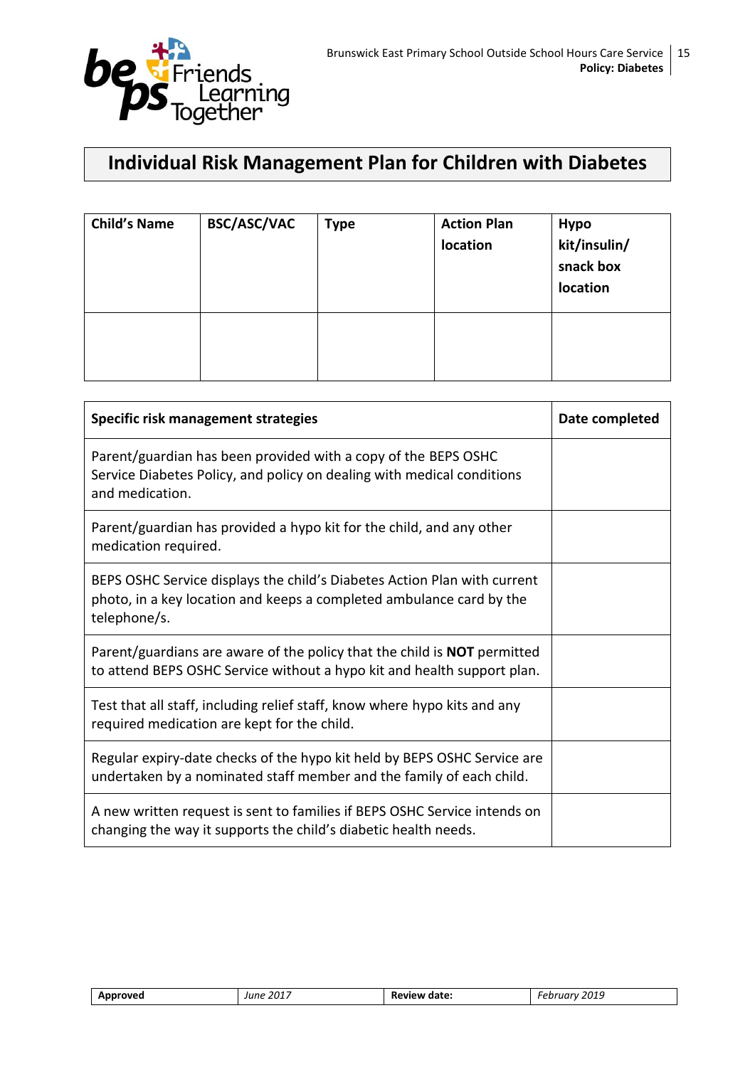# Individual Risk Management Plan for Children with Diabetes

| Child's Name | BSC/ASC/VAC | Type | Action Plan location | Hypo kit/insulin/ snack box location |
|---|---|---|---|---|
| | | | | |

| Specific risk management strategies | Date completed |
|---|---|
| Parent/guardian has been provided with a copy of the BEPS OSHC Service Diabetes Policy, and policy on dealing with medical conditions and medication. | |
| Parent/guardian has provided a hypo kit for the child, and any other medication required. | |
| BEPS OSHC Service displays the child's Diabetes Action Plan with current photo, in a key location and keeps a completed ambulance card by the telephone/s. | |
| Parent/guardians are aware of the policy that the child is **NOT** permitted to attend BEPS OSHC Service without a hypo kit and health support plan. | |
| Test that all staff, including relief staff, know where hypo kits and any required medication are kept for the child. | |
| Regular expiry-date checks of the hypo kit held by BEPS OSHC Service are undertaken by a nominated staff member and the family of each child. | |
| A new written request is sent to families if BEPS OSHC Service intends on changing the way it supports the child's diabetic health needs. | |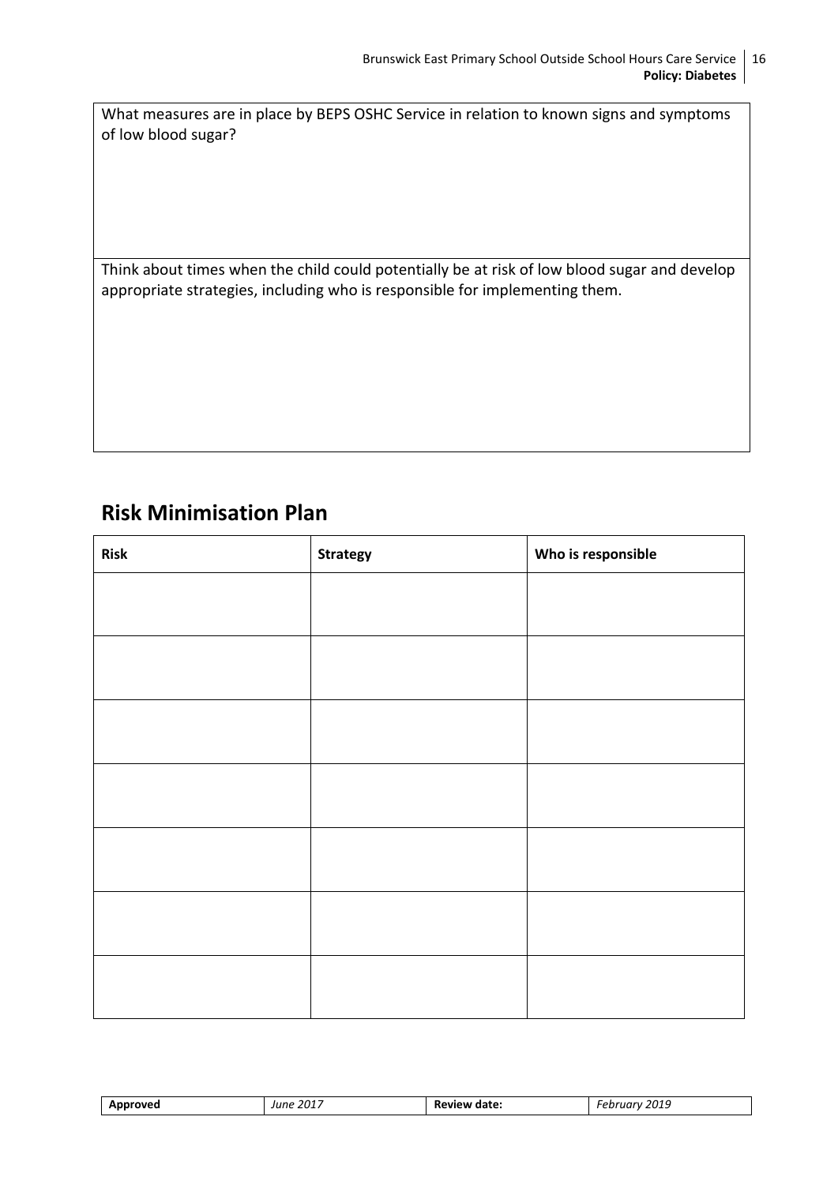| What measures are in place by BEPS OSHC Service in relation to known signs and symptoms of low blood sugar? |
| --- |
| |
| Think about times when the child could potentially be at risk of low blood sugar and develop appropriate strategies, including who is responsible for implementing them. |
| |

## Risk Minimisation Plan

| **Risk** | **Strategy** | **Who is responsible** |
| --- | --- | --- |
| | | |
| | | |
| | | |
| | | |
| | | |
| | | |
| | | |

| **Approved** | *June 2017* | **Review date:** | *February 2019* |
| --- | --- | --- | --- |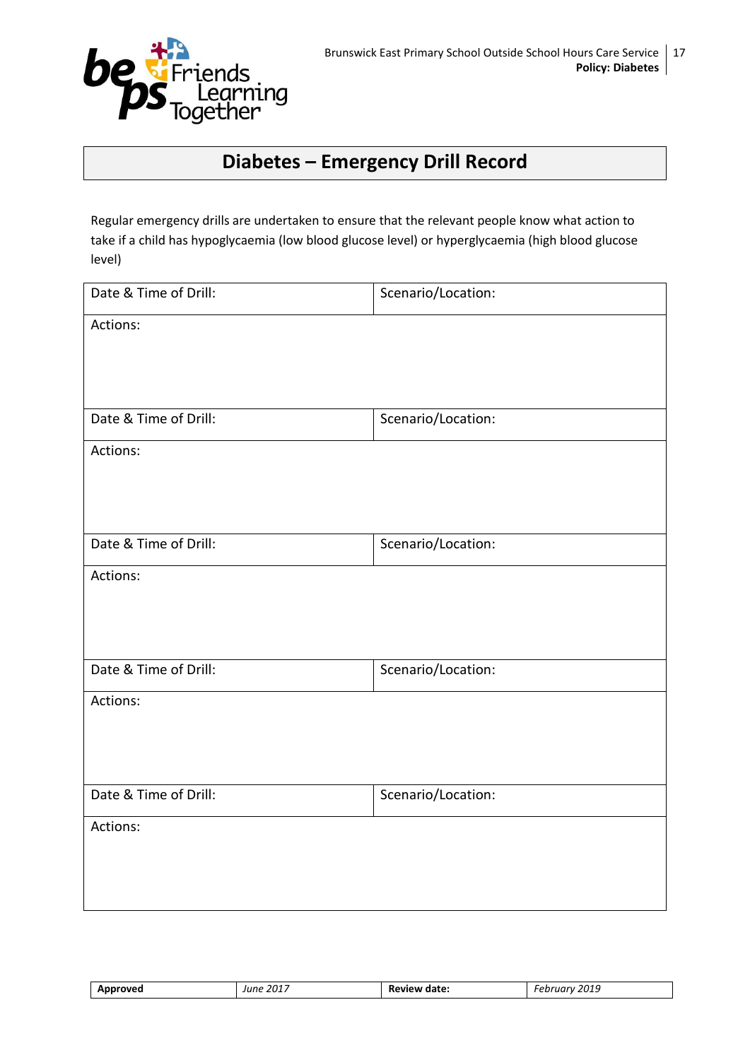# Diabetes – Emergency Drill Record

Regular emergency drills are undertaken to ensure that the relevant people know what action to take if a child has hypoglycaemia (low blood glucose level) or hyperglycaemia (high blood glucose level)

| Date & Time of Drill: | Scenario/Location: |
|---|---|
| Actions: | |
| Date & Time of Drill: | Scenario/Location: |
| Actions: | |
| Date & Time of Drill: | Scenario/Location: |
| Actions: | |
| Date & Time of Drill: | Scenario/Location: |
| Actions: | |
| Date & Time of Drill: | Scenario/Location: |
| Actions: | |

| **Approved** | *June 2017* | **Review date:** | *February 2019* |
|---|---|---|---|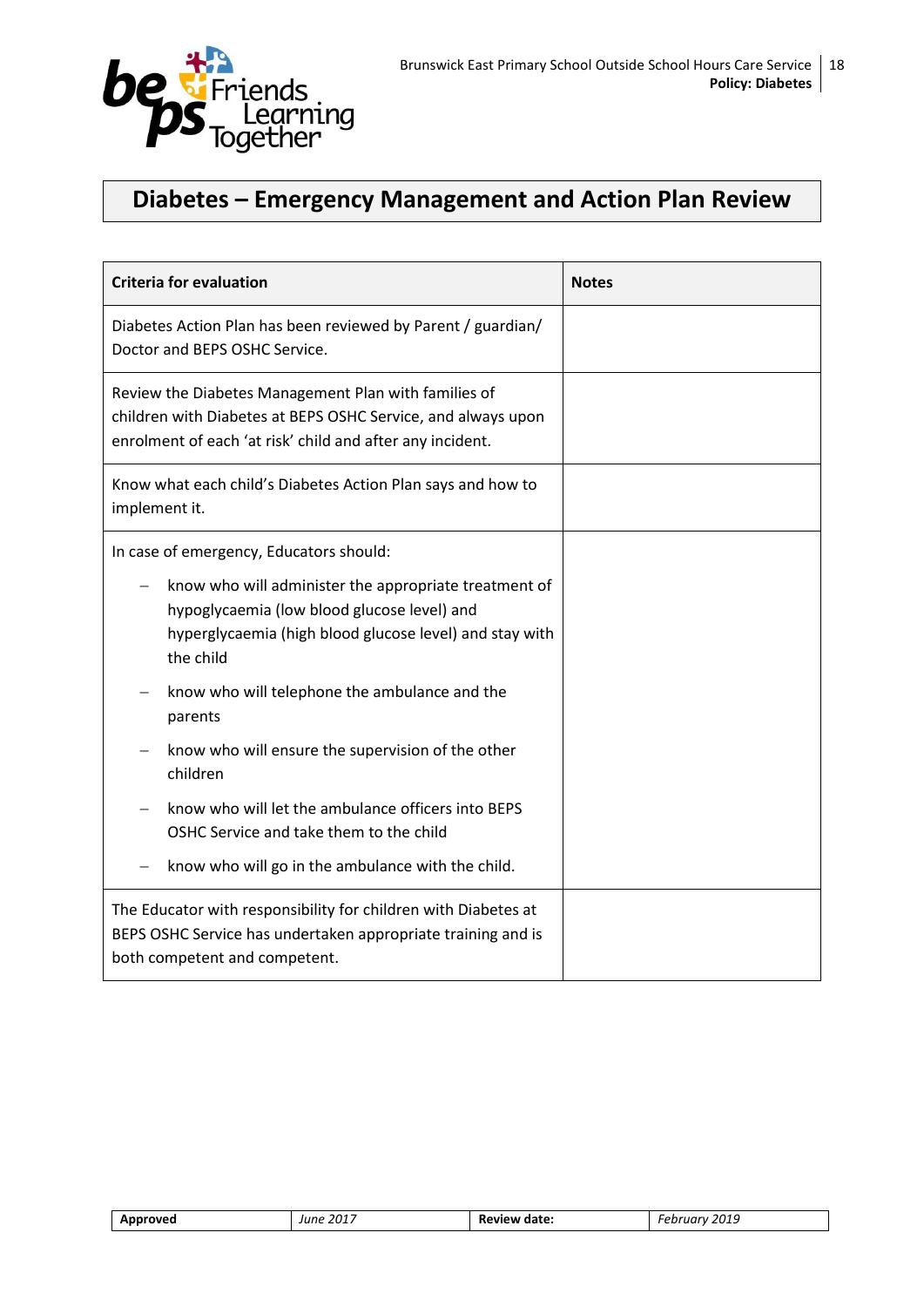## Diabetes – Emergency Management and Action Plan Review

| Criteria for evaluation | Notes |
|---|---|
| Diabetes Action Plan has been reviewed by Parent / guardian/ Doctor and BEPS OSHC Service. | |
| Review the Diabetes Management Plan with families of children with Diabetes at BEPS OSHC Service, and always upon enrolment of each 'at risk' child and after any incident. | |
| Know what each child's Diabetes Action Plan says and how to implement it. | |
| In case of emergency, Educators should:<br>– know who will administer the appropriate treatment of hypoglycaemia (low blood glucose level) and hyperglycaemia (high blood glucose level) and stay with the child<br>– know who will telephone the ambulance and the parents<br>– know who will ensure the supervision of the other children<br>– know who will let the ambulance officers into BEPS OSHC Service and take them to the child<br>– know who will go in the ambulance with the child. | |
| The Educator with responsibility for children with Diabetes at BEPS OSHC Service has undertaken appropriate training and is both competent and competent. | |

| Approved | *June 2017* | Review date: | *February 2019* |
|---|---|---|---|